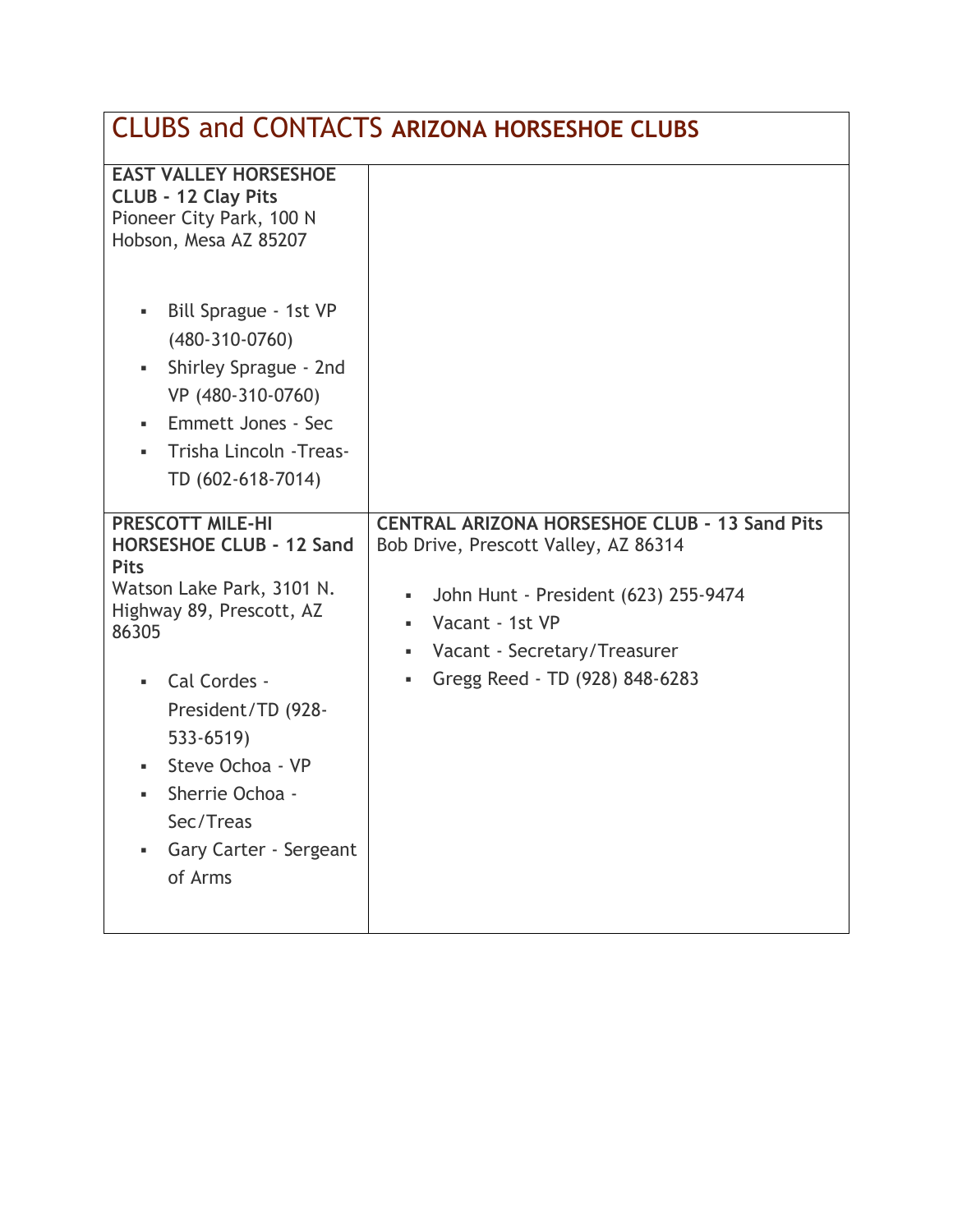# CLUBS and CONTACTS **ARIZONA HORSESHOE CLUBS**

**EAST VALLEY HORSESHOE CLUB - 12 Clay Pits**
Pioneer City Park, 100 N Hobson, Mesa AZ 85207

- Bill Sprague - 1st VP (480-310-0760)
- Shirley Sprague - 2nd VP (480-310-0760)
- Emmett Jones - Sec
- Trisha Lincoln -Treas-TD (602-618-7014)

**PRESCOTT MILE-HI HORSESHOE CLUB - 12 Sand Pits**
Watson Lake Park, 3101 N. Highway 89, Prescott, AZ 86305

- Cal Cordes - President/TD (928-533-6519)
- Steve Ochoa - VP
- Sherrie Ochoa - Sec/Treas
- Gary Carter - Sergeant of Arms

**CENTRAL ARIZONA HORSESHOE CLUB - 13 Sand Pits**
Bob Drive, Prescott Valley, AZ 86314

- John Hunt - President (623) 255-9474
- Vacant - 1st VP
- Vacant - Secretary/Treasurer
- Gregg Reed - TD (928) 848-6283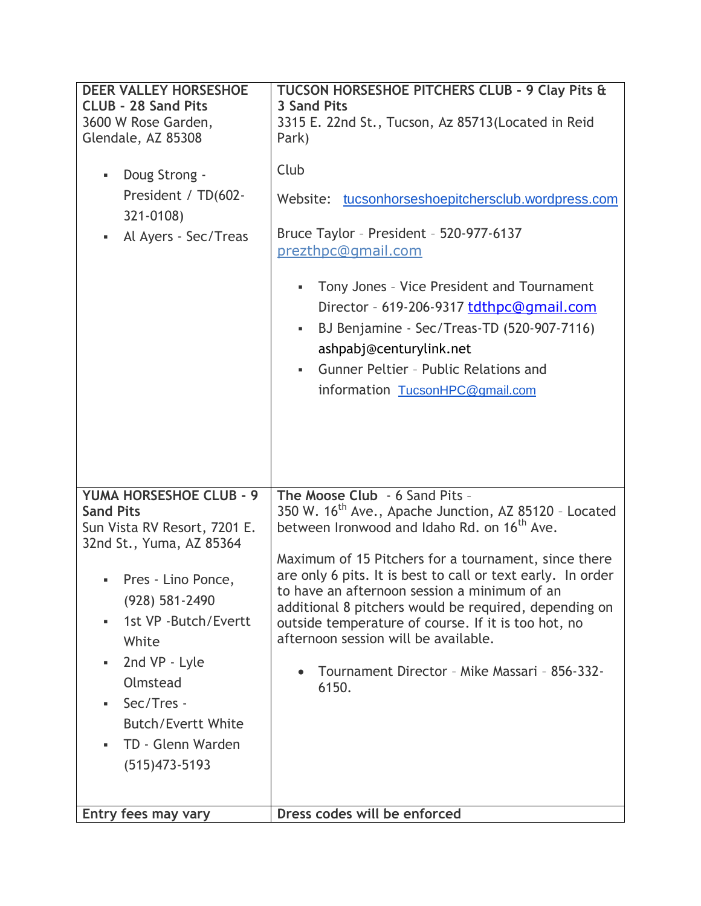| | |
|---|---|
| **DEER VALLEY HORSESHOE CLUB - 28 Sand Pits**<br>3600 W Rose Garden, Glendale, AZ 85308<br><br>▪ Doug Strong - President / TD(602-321-0108)<br>▪ Al Ayers - Sec/Treas | **TUCSON HORSESHOE PITCHERS CLUB - 9 Clay Pits & 3 Sand Pits**<br>3315 E. 22nd St., Tucson, Az 85713(Located in Reid Park)<br><br>Club<br><br>Website: tucsonhorseshoepitchersclub.wordpress.com<br><br>Bruce Taylor – President – 520-977-6137<br>prezthpc@gmail.com<br><br>▪ Tony Jones – Vice President and Tournament Director – 619-206-9317 tdthpc@gmail.com<br>▪ BJ Benjamine - Sec/Treas-TD (520-907-7116) ashpabj@centurylink.net<br>▪ Gunner Peltier – Public Relations and information TucsonHPC@gmail.com |
| **YUMA HORSESHOE CLUB - 9 Sand Pits**<br>Sun Vista RV Resort, 7201 E. 32nd St., Yuma, AZ 85364<br><br>▪ Pres - Lino Ponce, (928) 581-2490<br>▪ 1st VP -Butch/Evertt White<br>▪ 2nd VP - Lyle Olmstead<br>▪ Sec/Tres - Butch/Evertt White<br>▪ TD - Glenn Warden (515)473-5193 | **The Moose Club** - 6 Sand Pits –<br>350 W. 16th Ave., Apache Junction, AZ 85120 – Located between Ironwood and Idaho Rd. on 16th Ave.<br><br>Maximum of 15 Pitchers for a tournament, since there are only 6 pits. It is best to call or text early. In order to have an afternoon session a minimum of an additional 8 pitchers would be required, depending on outside temperature of course. If it is too hot, no afternoon session will be available.<br><br>• Tournament Director – Mike Massari – 856-332-6150. |
| **Entry fees may vary** | **Dress codes will be enforced** |